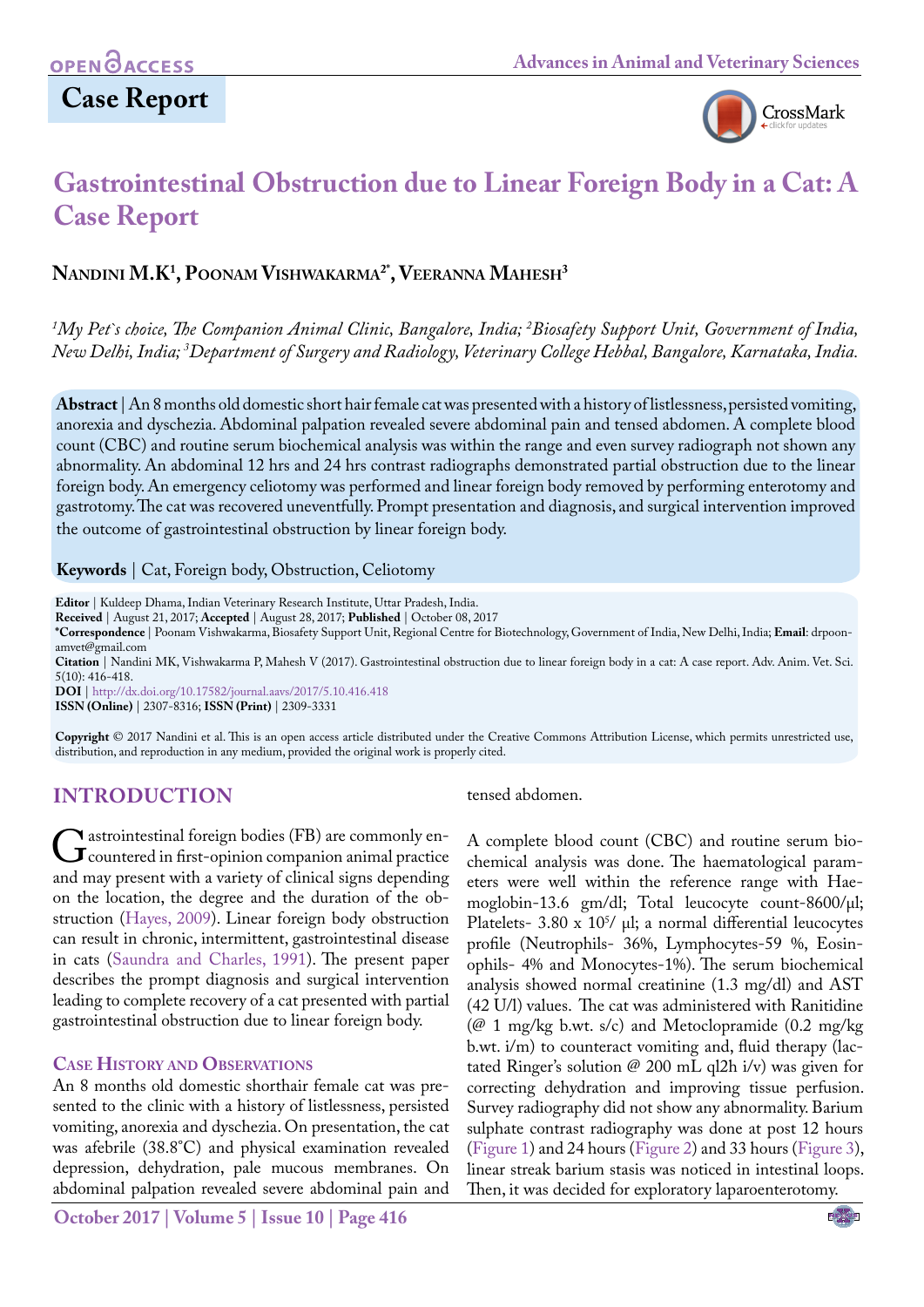OPEN ACCESS

**Case Report**

# Gastrointestinal Obstruction due to Linear Foreign Body in a Cat: A Case Report

**Nandini M.K[1], Poonam Vishwakarma[2*], Veeranna Mahesh[3]**

*[1]My Pet`s choice, The Companion Animal Clinic, Bangalore, India; [2]Biosafety Support Unit, Government of India, New Delhi, India; [3]Department of Surgery and Radiology, Veterinary College Hebbal, Bangalore, Karnataka, India.*

**Abstract** | An 8 months old domestic short hair female cat was presented with a history of listlessness, persisted vomiting, anorexia and dyschezia. Abdominal palpation revealed severe abdominal pain and tensed abdomen. A complete blood count (CBC) and routine serum biochemical analysis was within the range and even survey radiograph not shown any abnormality. An abdominal 12 hrs and 24 hrs contrast radiographs demonstrated partial obstruction due to the linear foreign body. An emergency celiotomy was performed and linear foreign body removed by performing enterotomy and gastrotomy. The cat was recovered uneventfully. Prompt presentation and diagnosis, and surgical intervention improved the outcome of gastrointestinal obstruction by linear foreign body.

**Keywords** | Cat, Foreign body, Obstruction, Celiotomy

**Editor** | Kuldeep Dhama, Indian Veterinary Research Institute, Uttar Pradesh, India.
**Received** | August 21, 2017; **Accepted** | August 28, 2017; **Published** | October 08, 2017
***Correspondence** | Poonam Vishwakarma, Biosafety Support Unit, Regional Centre for Biotechnology, Government of India, New Delhi, India; **Email**: drpoonamvet@gmail.com
**Citation** | Nandini MK, Vishwakarma P, Mahesh V (2017). Gastrointestinal obstruction due to linear foreign body in a cat: A case report. Adv. Anim. Vet. Sci. 5(10): 416-418.
**DOI** | http://dx.doi.org/10.17582/journal.aavs/2017/5.10.416.418
**ISSN (Online)** | 2307-8316; **ISSN (Print)** | 2309-3331

**Copyright** © 2017 Nandini et al. This is an open access article distributed under the Creative Commons Attribution License, which permits unrestricted use, distribution, and reproduction in any medium, provided the original work is properly cited.

## INTRODUCTION

Gastrointestinal foreign bodies (FB) are commonly encountered in first-opinion companion animal practice and may present with a variety of clinical signs depending on the location, the degree and the duration of the obstruction (Hayes, 2009). Linear foreign body obstruction can result in chronic, intermittent, gastrointestinal disease in cats (Saundra and Charles, 1991). The present paper describes the prompt diagnosis and surgical intervention leading to complete recovery of a cat presented with partial gastrointestinal obstruction due to linear foreign body.

### Case History and Observations

An 8 months old domestic shorthair female cat was presented to the clinic with a history of listlessness, persisted vomiting, anorexia and dyschezia. On presentation, the cat was afebrile (38.8°C) and physical examination revealed depression, dehydration, pale mucous membranes. On abdominal palpation revealed severe abdominal pain and tensed abdomen.

A complete blood count (CBC) and routine serum biochemical analysis was done. The haematological parameters were well within the reference range with Haemoglobin-13.6 gm/dl; Total leucocyte count-8600/µl; Platelets- 3.80 x $10^5$/ µl; a normal differential leucocytes profile (Neutrophils- 36%, Lymphocytes-59 %, Eosinophils- 4% and Monocytes-1%). The serum biochemical analysis showed normal creatinine (1.3 mg/dl) and AST (42 U/l) values. The cat was administered with Ranitidine (@ 1 mg/kg b.wt. s/c) and Metoclopramide (0.2 mg/kg b.wt. i/m) to counteract vomiting and, fluid therapy (lactated Ringer's solution @ 200 mL ql2h i/v) was given for correcting dehydration and improving tissue perfusion. Survey radiography did not show any abnormality. Barium sulphate contrast radiography was done at post 12 hours (Figure 1) and 24 hours (Figure 2) and 33 hours (Figure 3), linear streak barium stasis was noticed in intestinal loops. Then, it was decided for exploratory laparoenterotomy.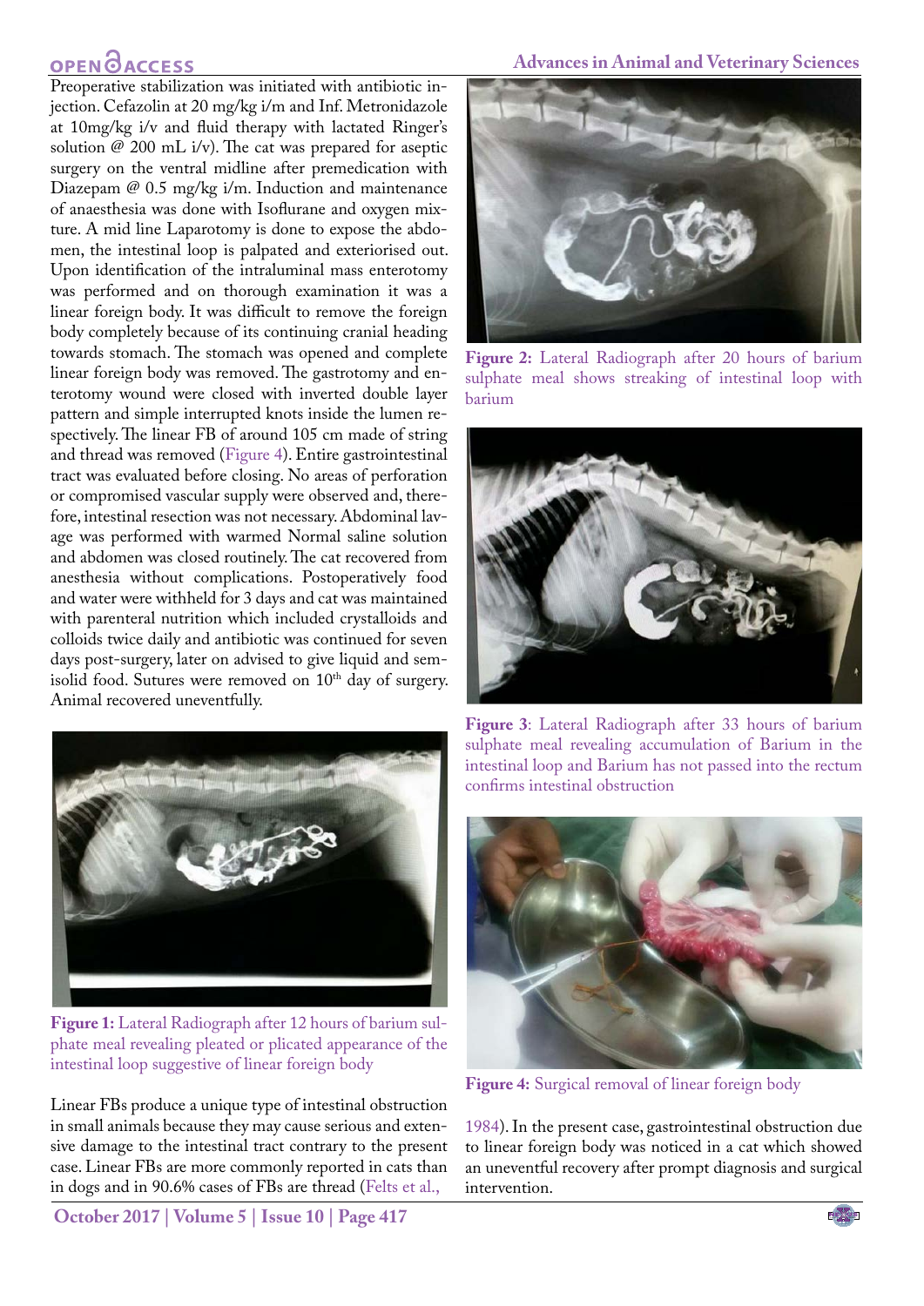Preoperative stabilization was initiated with antibiotic injection. Cefazolin at 20 mg/kg i/m and Inf. Metronidazole at 10mg/kg i/v and fluid therapy with lactated Ringer's solution @ 200 mL i/v). The cat was prepared for aseptic surgery on the ventral midline after premedication with Diazepam @ 0.5 mg/kg i/m. Induction and maintenance of anaesthesia was done with Isoflurane and oxygen mixture. A mid line Laparotomy is done to expose the abdomen, the intestinal loop is palpated and exteriorised out. Upon identification of the intraluminal mass enterotomy was performed and on thorough examination it was a linear foreign body. It was difficult to remove the foreign body completely because of its continuing cranial heading towards stomach. The stomach was opened and complete linear foreign body was removed. The gastrotomy and enterotomy wound were closed with inverted double layer pattern and simple interrupted knots inside the lumen respectively. The linear FB of around 105 cm made of string and thread was removed (Figure 4). Entire gastrointestinal tract was evaluated before closing. No areas of perforation or compromised vascular supply were observed and, therefore, intestinal resection was not necessary. Abdominal lavage was performed with warmed Normal saline solution and abdomen was closed routinely. The cat recovered from anesthesia without complications. Postoperatively food and water were withheld for 3 days and cat was maintained with parenteral nutrition which included crystalloids and colloids twice daily and antibiotic was continued for seven days post-surgery, later on advised to give liquid and semisolid food. Sutures were removed on 10th day of surgery. Animal recovered uneventfully.

**Figure 1:** Lateral Radiograph after 12 hours of barium sulphate meal revealing pleated or plicated appearance of the intestinal loop suggestive of linear foreign body

**Figure 2:** Lateral Radiograph after 20 hours of barium sulphate meal shows streaking of intestinal loop with barium

**Figure 3**: Lateral Radiograph after 33 hours of barium sulphate meal revealing accumulation of Barium in the intestinal loop and Barium has not passed into the rectum confirms intestinal obstruction

**Figure 4:** Surgical removal of linear foreign body

Linear FBs produce a unique type of intestinal obstruction in small animals because they may cause serious and extensive damage to the intestinal tract contrary to the present case. Linear FBs are more commonly reported in cats than in dogs and in 90.6% cases of FBs are thread (Felts et al., 1984). In the present case, gastrointestinal obstruction due to linear foreign body was noticed in a cat which showed an uneventful recovery after prompt diagnosis and surgical intervention.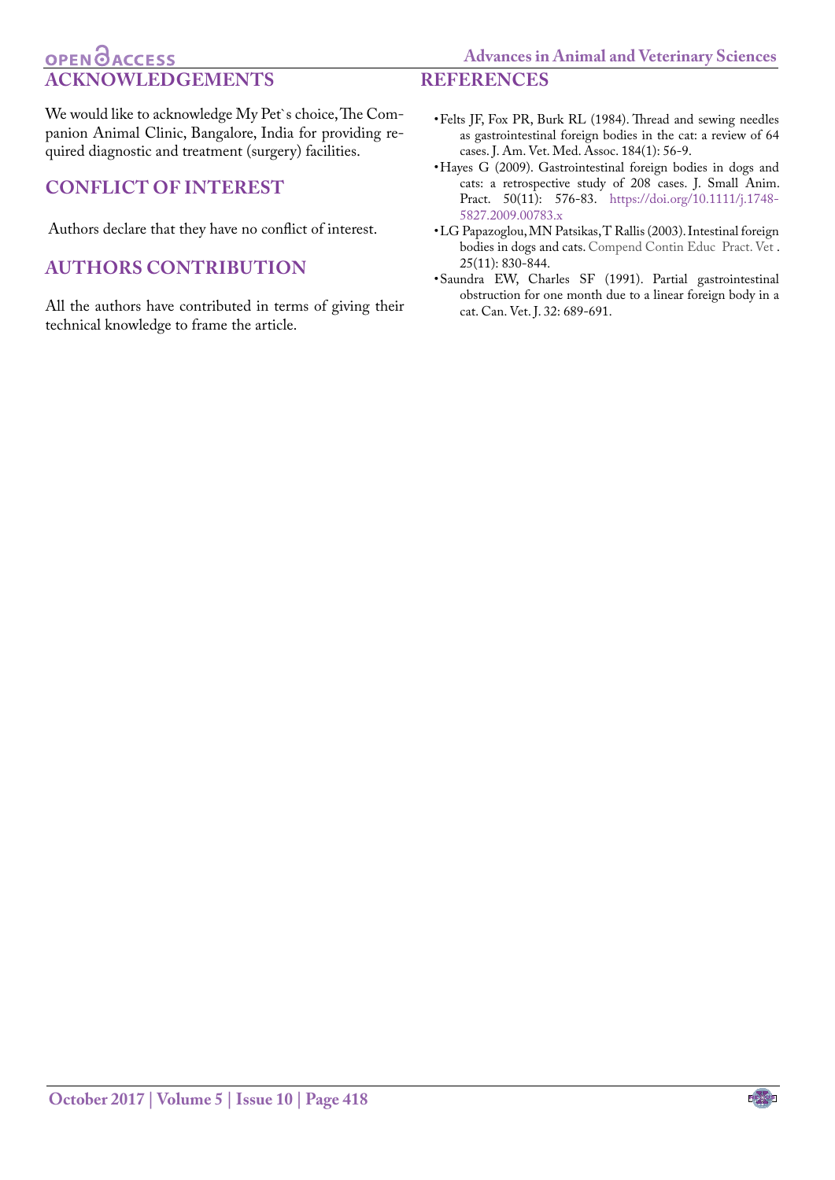## ACKNOWLEDGEMENTS

We would like to acknowledge My Pet`s choice, The Companion Animal Clinic, Bangalore, India for providing required diagnostic and treatment (surgery) facilities.

## CONFLICT OF INTEREST

Authors declare that they have no conflict of interest.

## AUTHORS CONTRIBUTION

All the authors have contributed in terms of giving their technical knowledge to frame the article.

## REFERENCES

- Felts JF, Fox PR, Burk RL (1984). Thread and sewing needles as gastrointestinal foreign bodies in the cat: a review of 64 cases. J. Am. Vet. Med. Assoc. 184(1): 56-9.
- Hayes G (2009). Gastrointestinal foreign bodies in dogs and cats: a retrospective study of 208 cases. J. Small Anim. Pract. 50(11): 576-83. https://doi.org/10.1111/j.1748-5827.2009.00783.x
- LG Papazoglou, MN Patsikas, T Rallis (2003). Intestinal foreign bodies in dogs and cats. Compend Contin Educ Pract. Vet . 25(11): 830-844.
- Saundra EW, Charles SF (1991). Partial gastrointestinal obstruction for one month due to a linear foreign body in a cat. Can. Vet. J. 32: 689-691.